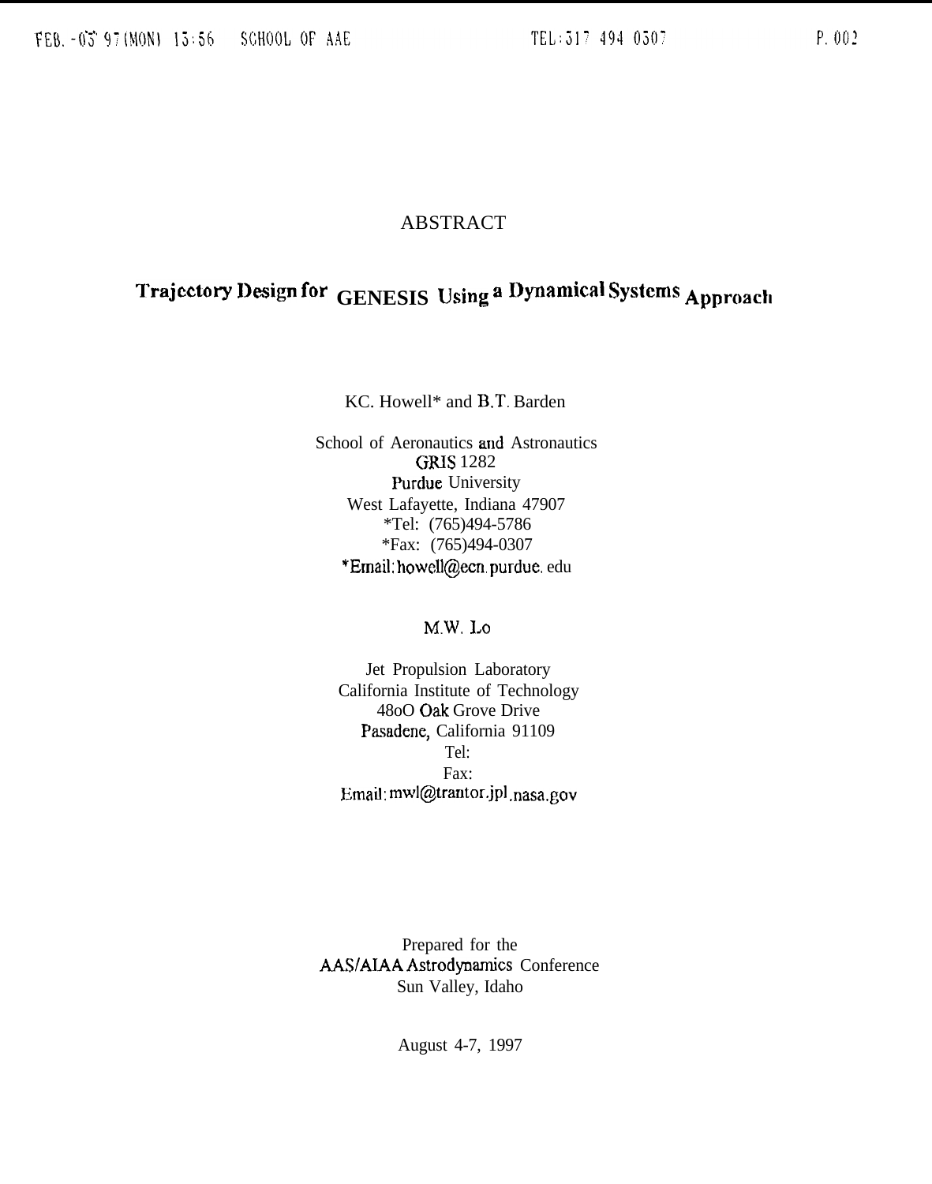# ABSTRACT

## Trajectory Design for GENESIS Using a Dynamical Systems Approach

KC. Howell* and B.T. Barden

School of Aeronautics and Astronautics
GRIS 1282
Purdue University
West Lafayette, Indiana 47907
*Tel: (765)494-5786
*Fax: (765)494-0307
*Email: howell@ecn.purdue. edu

M.W. Lo

Jet Propulsion Laboratory
California Institute of Technology
48oO Oak Grove Drive
Pasadene, California 91109
Tel:
Fax:
Email: mwl@trantor.jpl.nasa.gov

Prepared for the
AAS/AIAA Astrodynamics Conference
Sun Valley, Idaho

August 4-7, 1997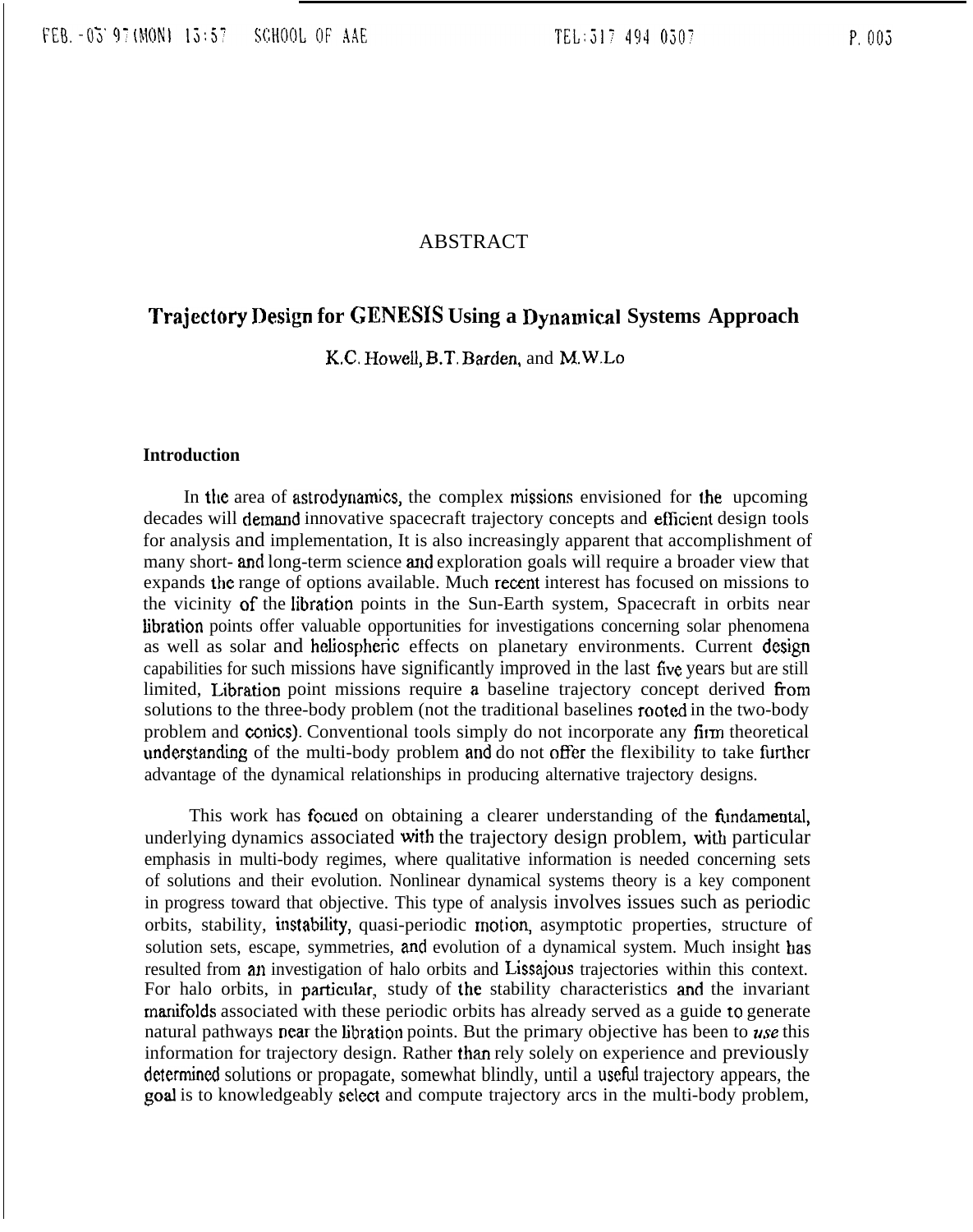ABSTRACT

# Trajectory Design for GENESIS Using a Dynamical Systems Approach

K.C. Howell, B.T. Barden, and M.W. Lo

### Introduction

In the area of astrodynamics, the complex missions envisioned for the upcoming decades will demand innovative spacecraft trajectory concepts and efficient design tools for analysis and implementation, It is also increasingly apparent that accomplishment of many short- and long-term science and exploration goals will require a broader view that expands the range of options available. Much recent interest has focused on missions to the vicinity of the libration points in the Sun-Earth system, Spacecraft in orbits near libration points offer valuable opportunities for investigations concerning solar phenomena as well as solar and heliospheric effects on planetary environments. Current design capabilities for such missions have significantly improved in the last five years but are still limited, Libration point missions require a baseline trajectory concept derived from solutions to the three-body problem (not the traditional baselines rooted in the two-body problem and conics). Conventional tools simply do not incorporate any firm theoretical understanding of the multi-body problem and do not offer the flexibility to take further advantage of the dynamical relationships in producing alternative trajectory designs.

This work has focued on obtaining a clearer understanding of the fundamental, underlying dynamics associated with the trajectory design problem, with particular emphasis in multi-body regimes, where qualitative information is needed concerning sets of solutions and their evolution. Nonlinear dynamical systems theory is a key component in progress toward that objective. This type of analysis involves issues such as periodic orbits, stability, instability, quasi-periodic motion, asymptotic properties, structure of solution sets, escape, symmetries, and evolution of a dynamical system. Much insight has resulted from an investigation of halo orbits and Lissajous trajectories within this context. For halo orbits, in particular, study of the stability characteristics and the invariant manifolds associated with these periodic orbits has already served as a guide to generate natural pathways near the libration points. But the primary objective has been to *use* this information for trajectory design. Rather than rely solely on experience and previously determined solutions or propagate, somewhat blindly, until a useful trajectory appears, the goal is to knowledgeably select and compute trajectory arcs in the multi-body problem,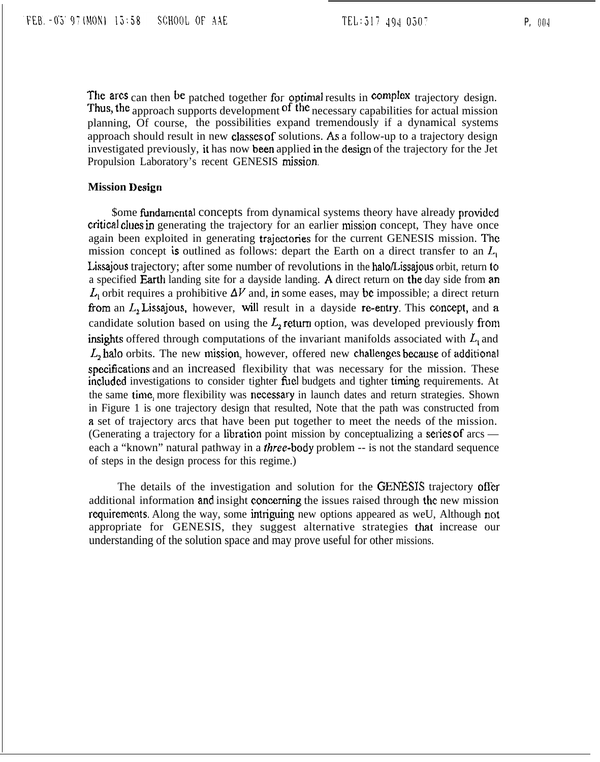The arcs can then be patched together for optimal results in complex trajectory design. Thus, the approach supports development of the necessary capabilities for actual mission planning, Of course, the possibilities expand tremendously if a dynamical systems approach should result in new classes of solutions. As a follow-up to a trajectory design investigated previously, it has now been applied in the design of the trajectory for the Jet Propulsion Laboratory's recent GENESIS mission.

**Mission Design**

$ome fundamental concepts from dynamical systems theory have already provided critical clues in generating the trajectory for an earlier mission concept, They have once again been exploited in generating trajectories for the current GENESIS mission. The mission concept is outlined as follows: depart the Earth on a direct transfer to an $L_1$ Lissajous trajectory; after some number of revolutions in the halo/Lissajous orbit, return to a specified Earth landing site for a dayside landing. A direct return on the day side from an $L_1$ orbit requires a prohibitive $\Delta V$ and, in some eases, may be impossible; a direct return from an $L_2$ Lissajous, however, will result in a dayside re-entry. This concept, and a candidate solution based on using the $L_2$ return option, was developed previously from insights offered through computations of the invariant manifolds associated with $L_1$ and $L_2$ halo orbits. The new mission, however, offered new challenges because of additional specifications and an increased flexibility that was necessary for the mission. These included investigations to consider tighter fuel budgets and tighter timing requirements. At the same time, more flexibility was necessary in launch dates and return strategies. Shown in Figure 1 is one trajectory design that resulted, Note that the path was constructed from a set of trajectory arcs that have been put together to meet the needs of the mission. (Generating a trajectory for a libration point mission by conceptualizing a series of arcs — each a "known" natural pathway in a *three*-body problem -- is not the standard sequence of steps in the design process for this regime.)

The details of the investigation and solution for the GENESIS trajectory offer additional information and insight concerning the issues raised through the new mission requirements. Along the way, some intriguing new options appeared as weU, Although not appropriate for GENESIS, they suggest alternative strategies that increase our understanding of the solution space and may prove useful for other missions.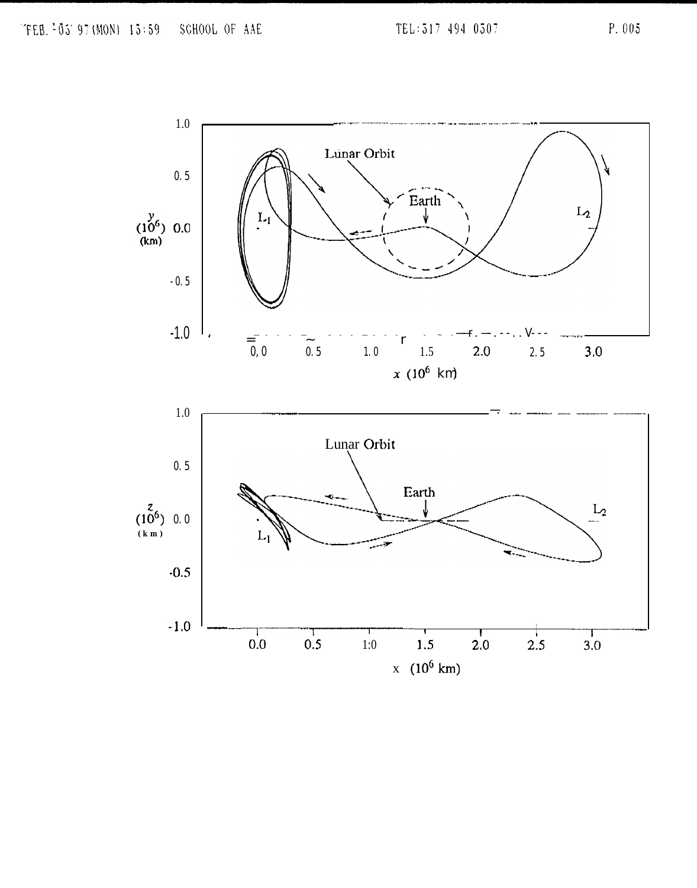Lunar Orbit

Earth

$L_1$

$L_2$

$y$ ($10^6$) (km)

1.0

0.5

0.0

-0.5

-1.0

0.0

0.5

1.0

1.5

2.0

2.5

3.0

$x$ ($10^6$ km)

Lunar Orbit

Earth

$L_1$

$L_2$

$z$ ($10^6$) (km)

1.0

0.5

0.0

-0.5

-1.0

0.0

0.5

1:0

1.5

2.0

2.5

3.0

x ($10^6$ km)